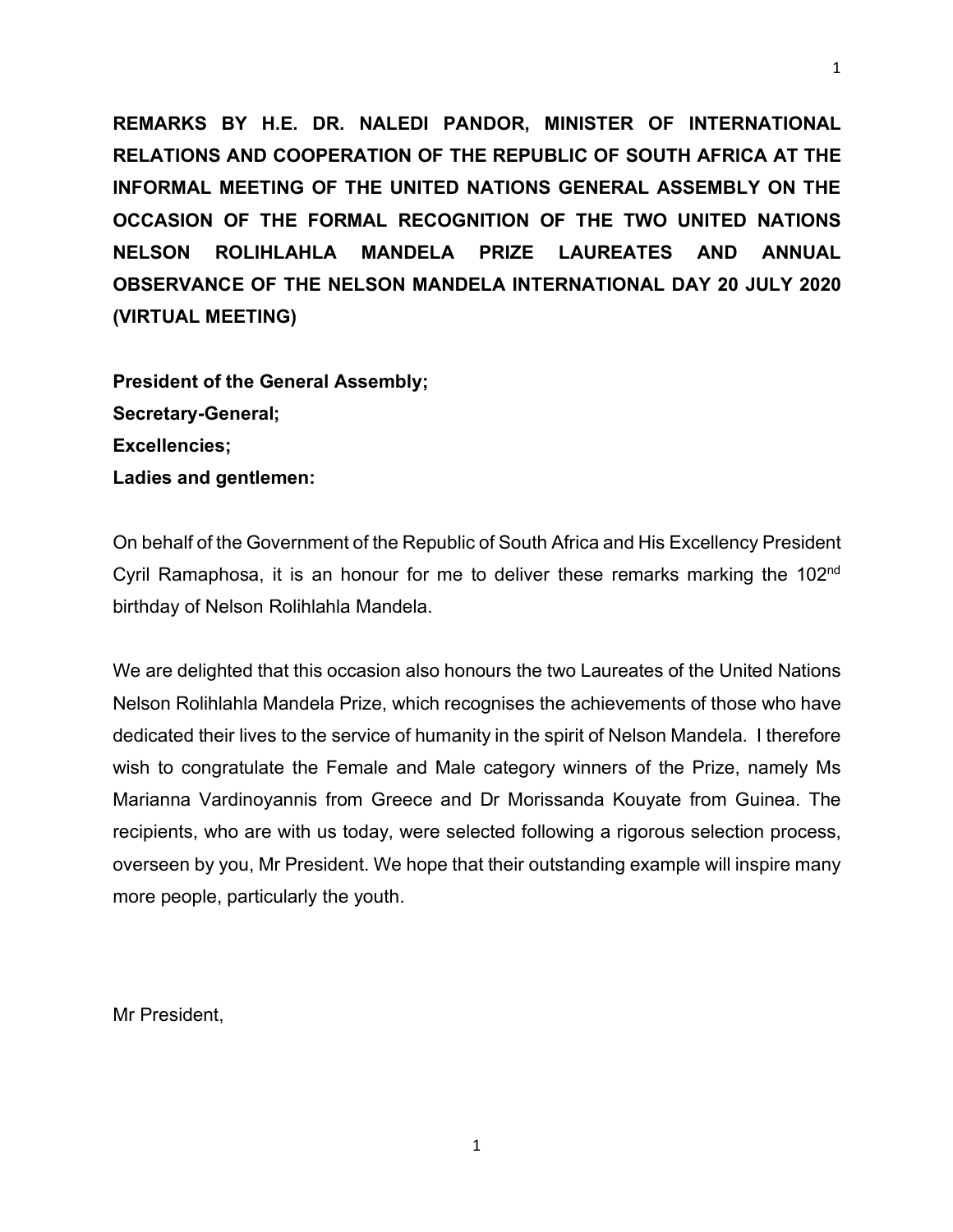**REMARKS BY H.E. DR. NALEDI PANDOR, MINISTER OF INTERNATIONAL RELATIONS AND COOPERATION OF THE REPUBLIC OF SOUTH AFRICA AT THE INFORMAL MEETING OF THE UNITED NATIONS GENERAL ASSEMBLY ON THE OCCASION OF THE FORMAL RECOGNITION OF THE TWO UNITED NATIONS NELSON ROLIHLAHLA MANDELA PRIZE LAUREATES AND ANNUAL OBSERVANCE OF THE NELSON MANDELA INTERNATIONAL DAY 20 JULY 2020 (VIRTUAL MEETING)**

**President of the General Assembly;**
**Secretary-General;**
**Excellencies;**
**Ladies and gentlemen:**

On behalf of the Government of the Republic of South Africa and His Excellency President Cyril Ramaphosa, it is an honour for me to deliver these remarks marking the 102nd birthday of Nelson Rolihlahla Mandela.

We are delighted that this occasion also honours the two Laureates of the United Nations Nelson Rolihlahla Mandela Prize, which recognises the achievements of those who have dedicated their lives to the service of humanity in the spirit of Nelson Mandela. I therefore wish to congratulate the Female and Male category winners of the Prize, namely Ms Marianna Vardinoyannis from Greece and Dr Morissanda Kouyate from Guinea. The recipients, who are with us today, were selected following a rigorous selection process, overseen by you, Mr President. We hope that their outstanding example will inspire many more people, particularly the youth.

Mr President,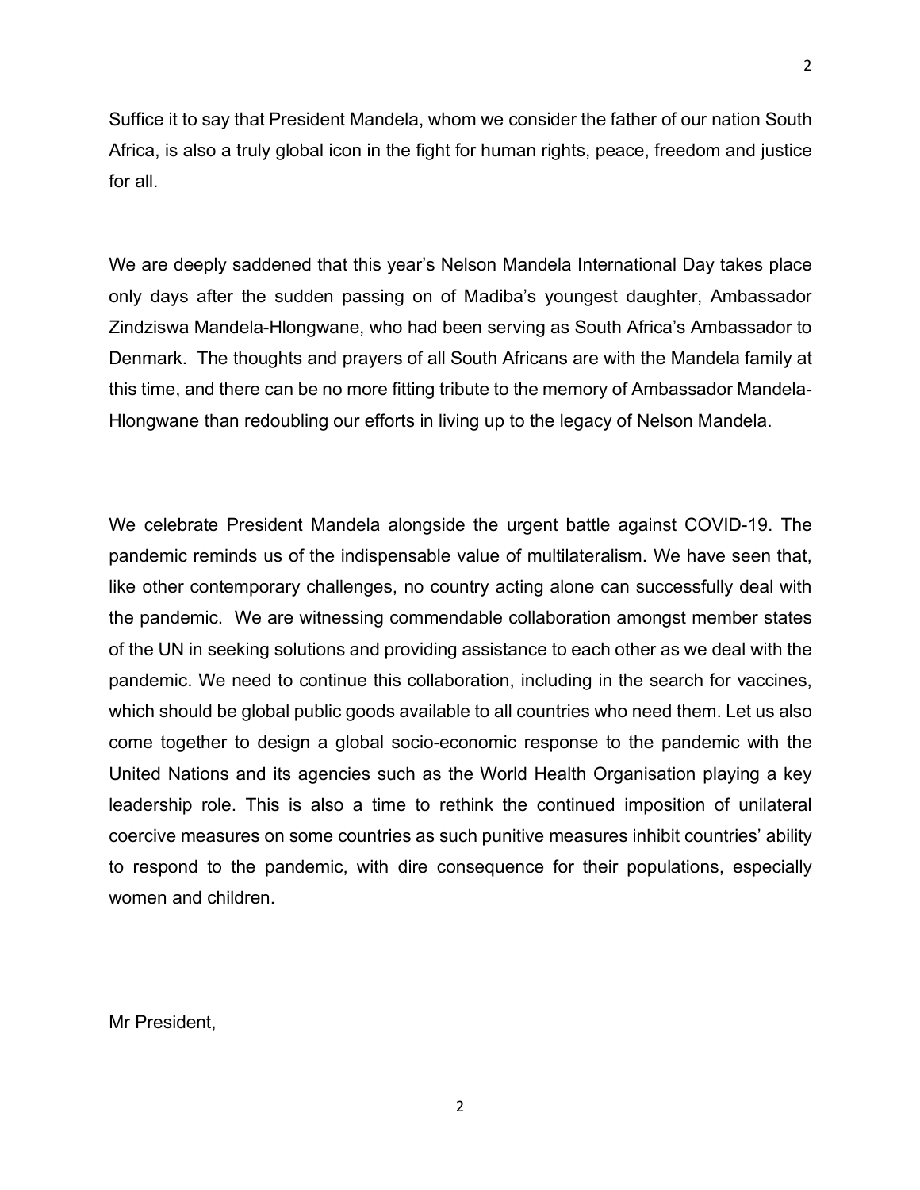Suffice it to say that President Mandela, whom we consider the father of our nation South Africa, is also a truly global icon in the fight for human rights, peace, freedom and justice for all.

We are deeply saddened that this year's Nelson Mandela International Day takes place only days after the sudden passing on of Madiba's youngest daughter, Ambassador Zindziswa Mandela-Hlongwane, who had been serving as South Africa's Ambassador to Denmark. The thoughts and prayers of all South Africans are with the Mandela family at this time, and there can be no more fitting tribute to the memory of Ambassador Mandela-Hlongwane than redoubling our efforts in living up to the legacy of Nelson Mandela.

We celebrate President Mandela alongside the urgent battle against COVID-19. The pandemic reminds us of the indispensable value of multilateralism. We have seen that, like other contemporary challenges, no country acting alone can successfully deal with the pandemic. We are witnessing commendable collaboration amongst member states of the UN in seeking solutions and providing assistance to each other as we deal with the pandemic. We need to continue this collaboration, including in the search for vaccines, which should be global public goods available to all countries who need them. Let us also come together to design a global socio-economic response to the pandemic with the United Nations and its agencies such as the World Health Organisation playing a key leadership role. This is also a time to rethink the continued imposition of unilateral coercive measures on some countries as such punitive measures inhibit countries' ability to respond to the pandemic, with dire consequence for their populations, especially women and children.

Mr President,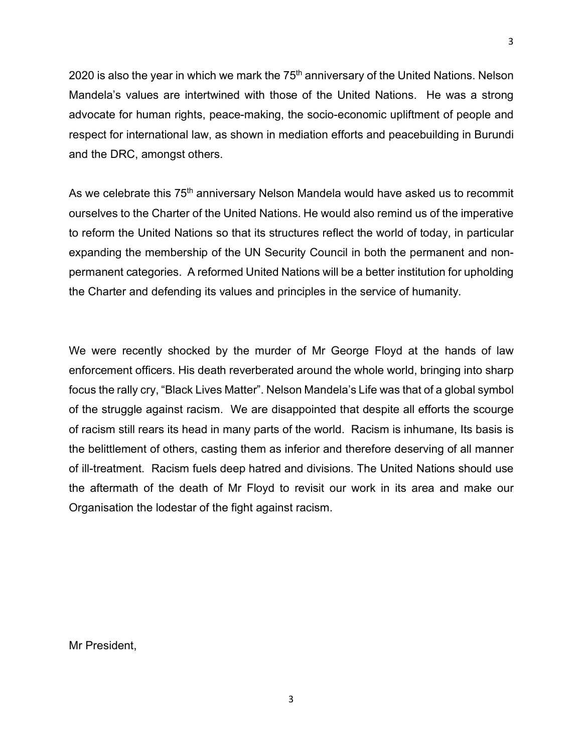2020 is also the year in which we mark the 75th anniversary of the United Nations. Nelson Mandela's values are intertwined with those of the United Nations. He was a strong advocate for human rights, peace-making, the socio-economic upliftment of people and respect for international law, as shown in mediation efforts and peacebuilding in Burundi and the DRC, amongst others.

As we celebrate this 75th anniversary Nelson Mandela would have asked us to recommit ourselves to the Charter of the United Nations. He would also remind us of the imperative to reform the United Nations so that its structures reflect the world of today, in particular expanding the membership of the UN Security Council in both the permanent and non-permanent categories. A reformed United Nations will be a better institution for upholding the Charter and defending its values and principles in the service of humanity.

We were recently shocked by the murder of Mr George Floyd at the hands of law enforcement officers. His death reverberated around the whole world, bringing into sharp focus the rally cry, "Black Lives Matter". Nelson Mandela's Life was that of a global symbol of the struggle against racism. We are disappointed that despite all efforts the scourge of racism still rears its head in many parts of the world. Racism is inhumane, Its basis is the belittlement of others, casting them as inferior and therefore deserving of all manner of ill-treatment. Racism fuels deep hatred and divisions. The United Nations should use the aftermath of the death of Mr Floyd to revisit our work in its area and make our Organisation the lodestar of the fight against racism.

Mr President,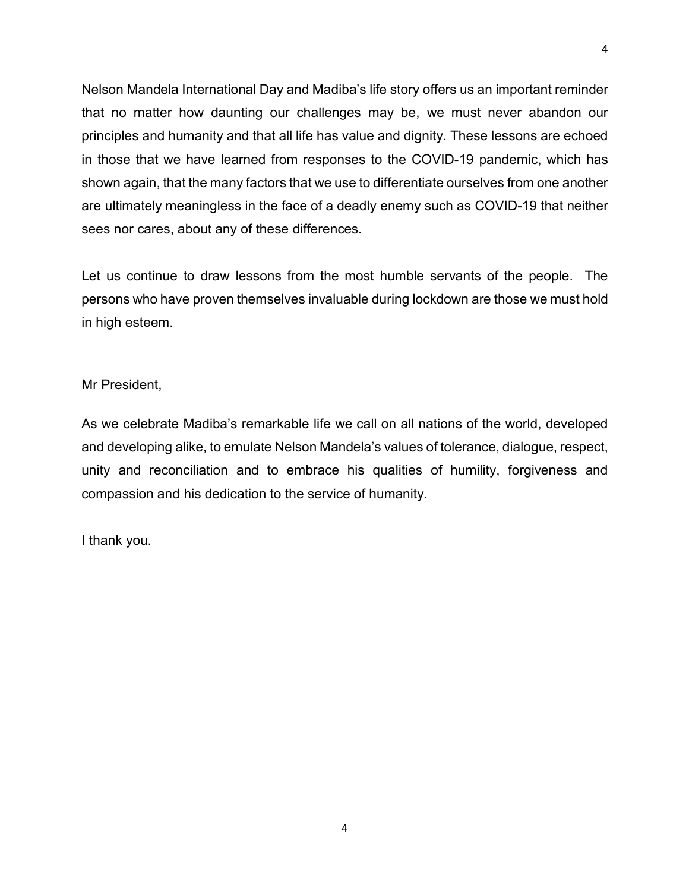Nelson Mandela International Day and Madiba's life story offers us an important reminder that no matter how daunting our challenges may be, we must never abandon our principles and humanity and that all life has value and dignity. These lessons are echoed in those that we have learned from responses to the COVID-19 pandemic, which has shown again, that the many factors that we use to differentiate ourselves from one another are ultimately meaningless in the face of a deadly enemy such as COVID-19 that neither sees nor cares, about any of these differences.

Let us continue to draw lessons from the most humble servants of the people. The persons who have proven themselves invaluable during lockdown are those we must hold in high esteem.

Mr President,

As we celebrate Madiba's remarkable life we call on all nations of the world, developed and developing alike, to emulate Nelson Mandela's values of tolerance, dialogue, respect, unity and reconciliation and to embrace his qualities of humility, forgiveness and compassion and his dedication to the service of humanity.

I thank you.